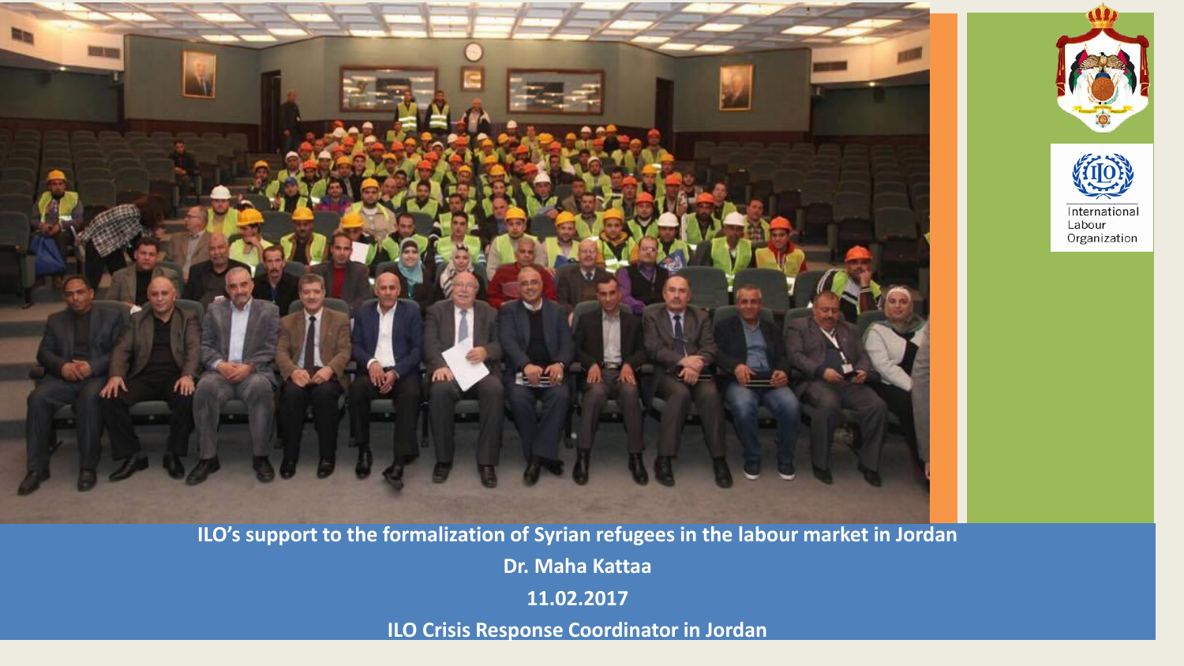# ILO's support to the formalization of Syrian refugees in the labour market in Jordan

**Dr. Maha Kattaa**

**11.02.2017**

**ILO Crisis Response Coordinator in Jordan**

International Labour Organization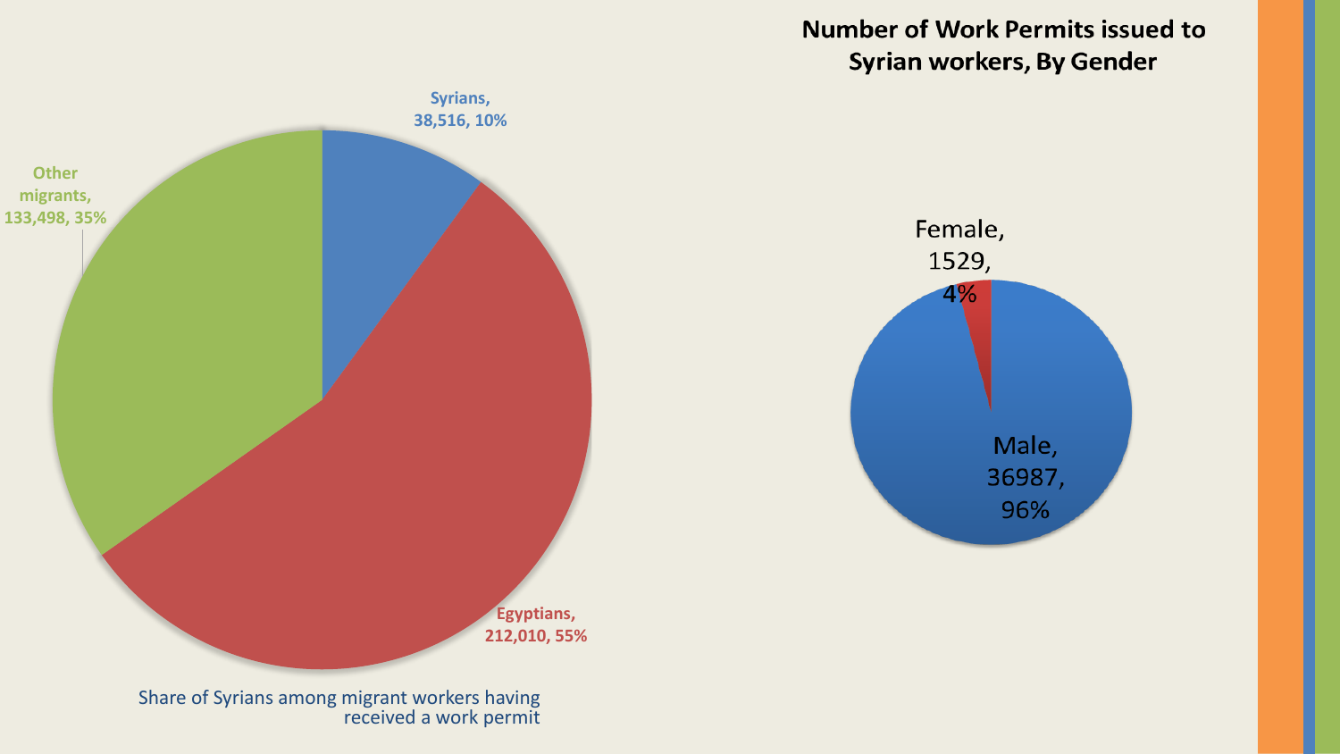## Number of Work Permits issued to Syrian workers, By Gender

| Category | Number | Share |
|---|---|---|
| Syrians | 38,516 | 10% |
| Egyptians | 212,010 | 55% |
| Other migrants | 133,498 | 35% |

Share of Syrians among migrant workers having received a work permit

| Gender | Number | Share |
|---|---|---|
| Female | 1529 | 4% |
| Male | 36987 | 96% |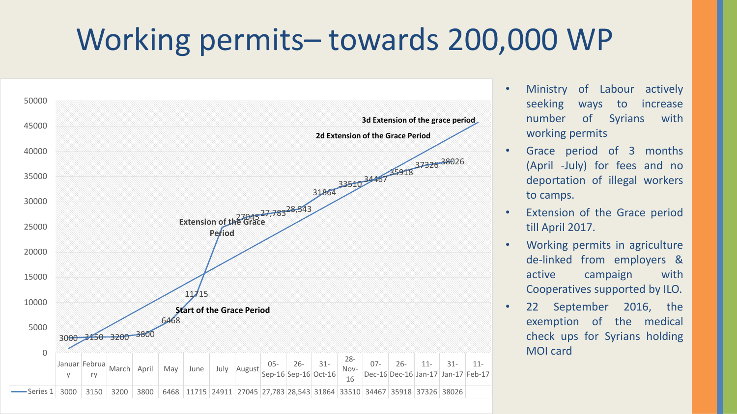# Working permits– towards 200,000 WP

| | January | February | March | April | May | June | July | August | 05-Sep-16 | 26-Sep-16 | 31-Oct-16 | 28-Nov-16 | 07-Dec-16 | 26-Dec-16 | 11-Jan-17 | 31-Jan-17 | 11-Feb-17 |
|---|---|---|---|---|---|---|---|---|---|---|---|---|---|---|---|---|---|
| Series 1 | 3000 | 3150 | 3200 | 3800 | 6468 | 11715 | 24911 | 27045 | 27,783 | 28,543 | 31864 | 33510 | 34467 | 35918 | 37326 | 38026 | |

Chart annotations: Start of the Grace Period; Extension of the Grace Period; 2d Extension of the Grace Period; 3d Extension of the grace period

- Ministry of Labour actively seeking ways to increase number of Syrians with working permits
- Grace period of 3 months (April -July) for fees and no deportation of illegal workers to camps.
- Extension of the Grace period till April 2017.
- Working permits in agriculture de-linked from employers & active campaign with Cooperatives supported by ILO.
- 22 September 2016, the exemption of the medical check ups for Syrians holding MOI card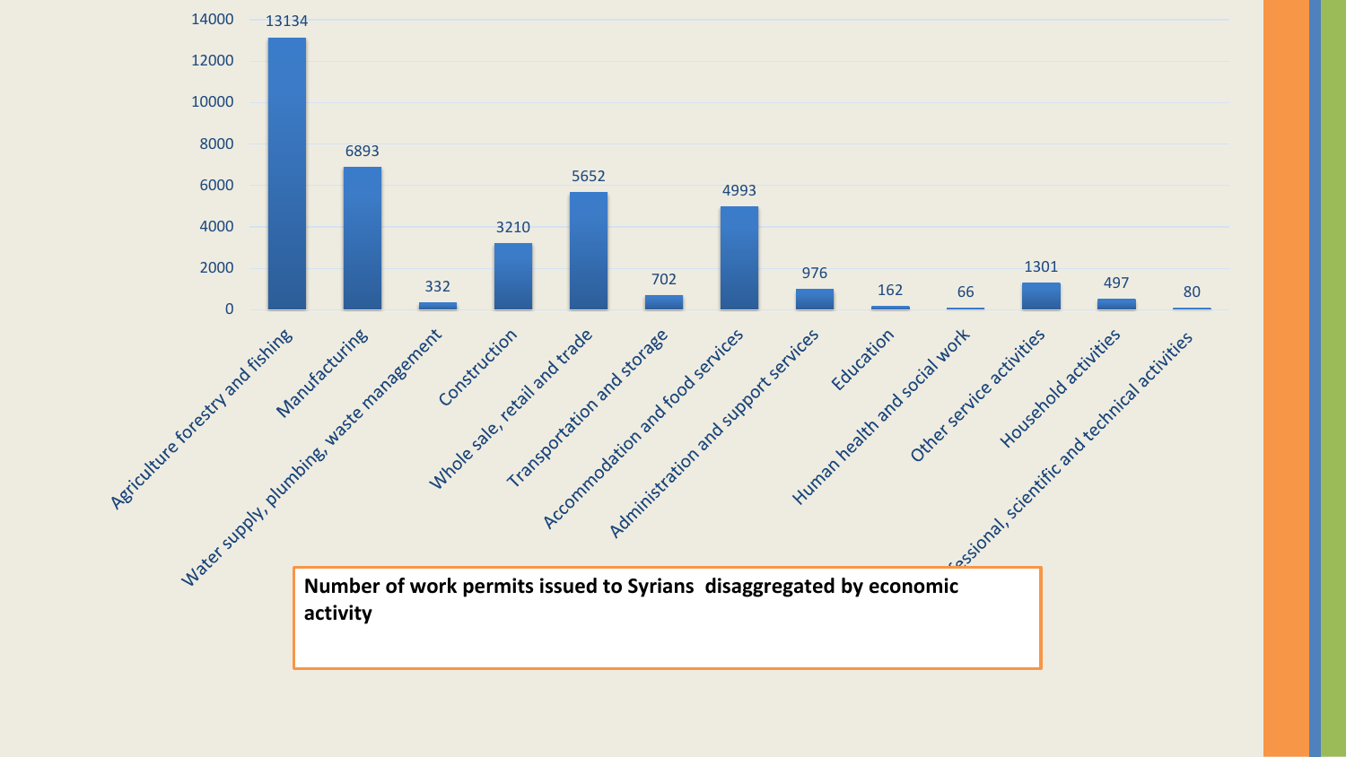14000
12000
10000
8000
6000
4000
2000
0

13134
6893
332
3210
5652
702
4993
976
162
66
1301
497
80

Agriculture forestry and fishing
Manufacturing
Water supply, plumbing, waste management
Construction
Whole sale, retail and trade
Transportation and storage
Accommodation and food services
Administration and support services
Education
Human health and social work
Other service activities
Household activities
…essional, scientific and technical activities

**Number of work permits issued to Syrians disaggregated by economic activity**